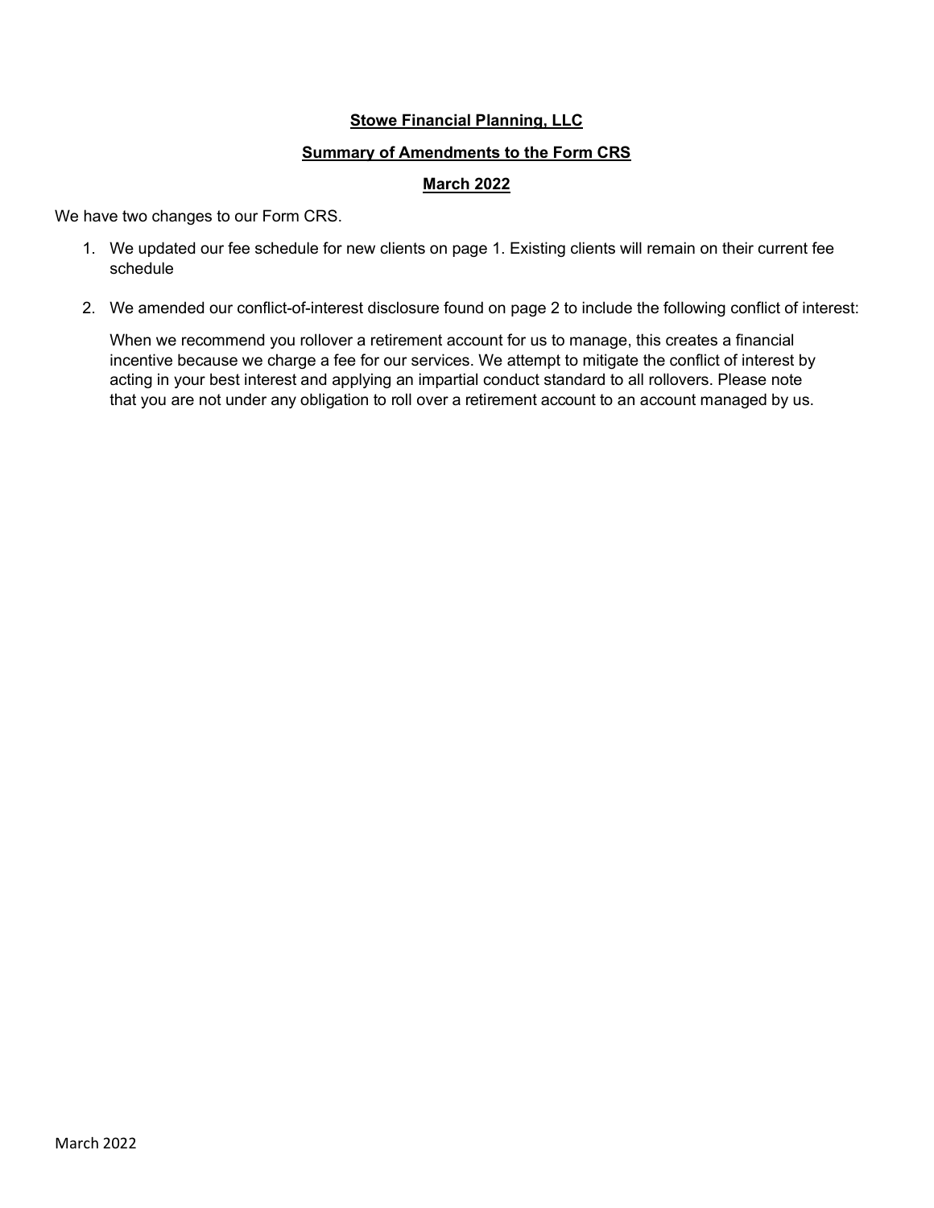**Stowe Financial Planning, LLC**

**Summary of Amendments to the Form CRS**

**March 2022**

We have two changes to our Form CRS.

1. We updated our fee schedule for new clients on page 1. Existing clients will remain on their current fee schedule

2. We amended our conflict-of-interest disclosure found on page 2 to include the following conflict of interest:

   When we recommend you rollover a retirement account for us to manage, this creates a financial incentive because we charge a fee for our services. We attempt to mitigate the conflict of interest by acting in your best interest and applying an impartial conduct standard to all rollovers. Please note that you are not under any obligation to roll over a retirement account to an account managed by us.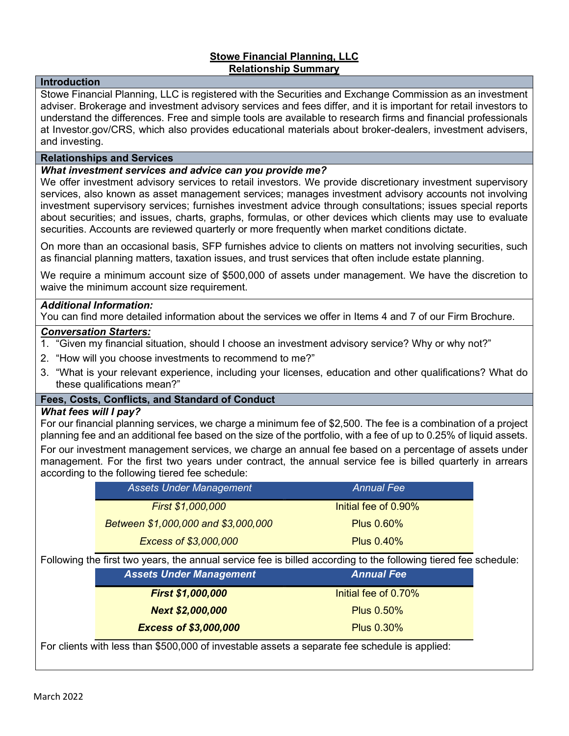**Stowe Financial Planning, LLC**
**Relationship Summary**

## Introduction

Stowe Financial Planning, LLC is registered with the Securities and Exchange Commission as an investment adviser. Brokerage and investment advisory services and fees differ, and it is important for retail investors to understand the differences. Free and simple tools are available to research firms and financial professionals at Investor.gov/CRS, which also provides educational materials about broker-dealers, investment advisers, and investing.

## Relationships and Services

***What investment services and advice can you provide me?***

We offer investment advisory services to retail investors. We provide discretionary investment supervisory services, also known as asset management services; manages investment advisory accounts not involving investment supervisory services; furnishes investment advice through consultations; issues special reports about securities; and issues, charts, graphs, formulas, or other devices which clients may use to evaluate securities. Accounts are reviewed quarterly or more frequently when market conditions dictate.

On more than an occasional basis, SFP furnishes advice to clients on matters not involving securities, such as financial planning matters, taxation issues, and trust services that often include estate planning.

We require a minimum account size of $500,000 of assets under management. We have the discretion to waive the minimum account size requirement.

***Additional Information:***

You can find more detailed information about the services we offer in Items 4 and 7 of our Firm Brochure.

***Conversation Starters:***

1. "Given my financial situation, should I choose an investment advisory service? Why or why not?"
2. "How will you choose investments to recommend to me?"
3. "What is your relevant experience, including your licenses, education and other qualifications? What do these qualifications mean?"

## Fees, Costs, Conflicts, and Standard of Conduct

***What fees will I pay?***

For our financial planning services, we charge a minimum fee of $2,500. The fee is a combination of a project planning fee and an additional fee based on the size of the portfolio, with a fee of up to 0.25% of liquid assets.

For our investment management services, we charge an annual fee based on a percentage of assets under management. For the first two years under contract, the annual service fee is billed quarterly in arrears according to the following tiered fee schedule:

| *Assets Under Management* | *Annual Fee* |
|---|---|
| *First $1,000,000* | Initial fee of 0.90% |
| *Between $1,000,000 and $3,000,000* | Plus 0.60% |
| *Excess of $3,000,000* | Plus 0.40% |

Following the first two years, the annual service fee is billed according to the following tiered fee schedule:

| ***Assets Under Management*** | ***Annual Fee*** |
|---|---|
| ***First $1,000,000*** | Initial fee of 0.70% |
| ***Next $2,000,000*** | Plus 0.50% |
| ***Excess of $3,000,000*** | Plus 0.30% |

For clients with less than $500,000 of investable assets a separate fee schedule is applied:

March 2022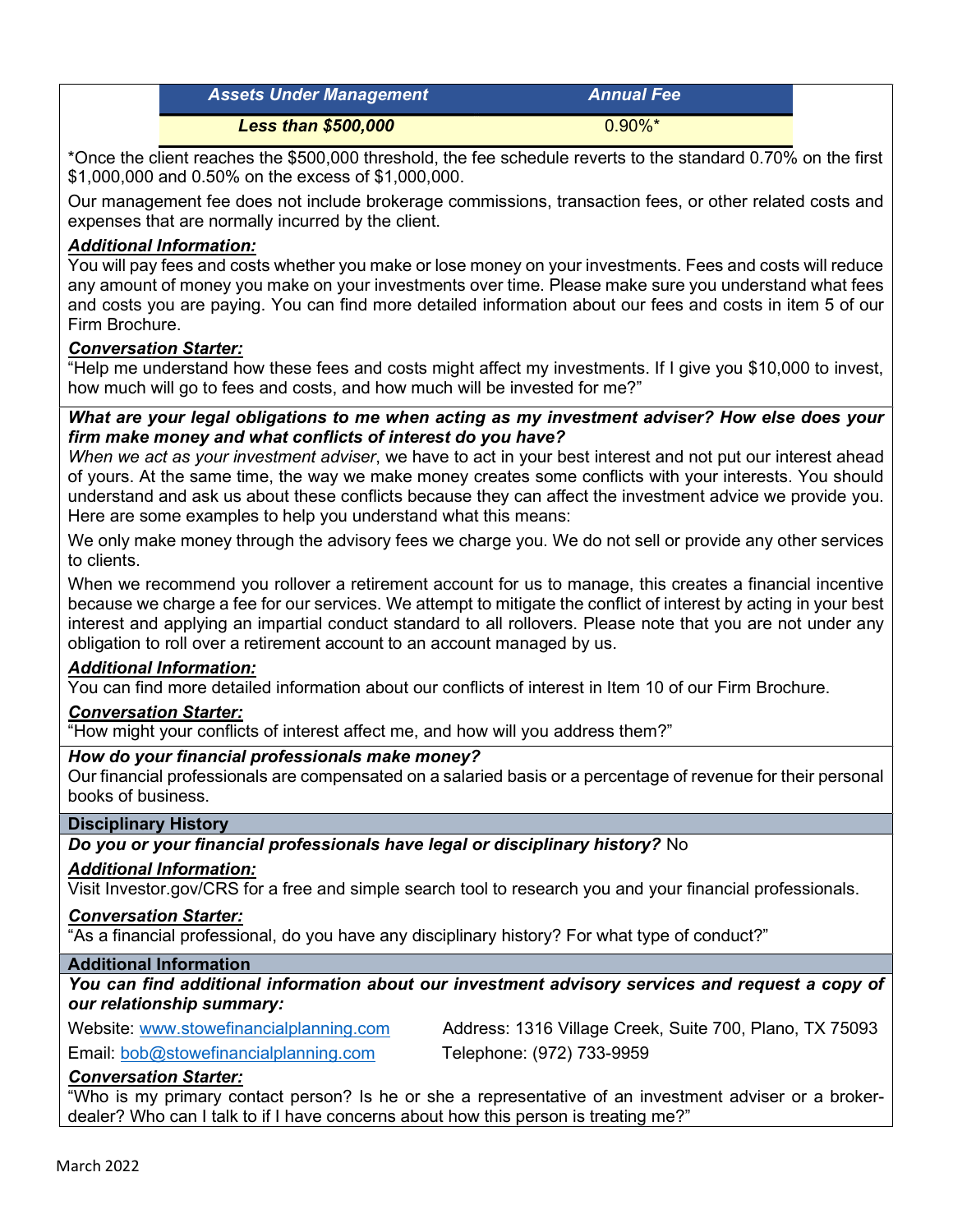| *Assets Under Management* | *Annual Fee* |
|---|---|
| ***Less than $500,000*** | 0.90%* |

*Once the client reaches the $500,000 threshold, the fee schedule reverts to the standard 0.70% on the first $1,000,000 and 0.50% on the excess of $1,000,000.

Our management fee does not include brokerage commissions, transaction fees, or other related costs and expenses that are normally incurred by the client.

***Additional Information:***
You will pay fees and costs whether you make or lose money on your investments. Fees and costs will reduce any amount of money you make on your investments over time. Please make sure you understand what fees and costs you are paying. You can find more detailed information about our fees and costs in item 5 of our Firm Brochure.

***Conversation Starter:***
"Help me understand how these fees and costs might affect my investments. If I give you $10,000 to invest, how much will go to fees and costs, and how much will be invested for me?"

***What are your legal obligations to me when acting as my investment adviser? How else does your firm make money and what conflicts of interest do you have?***
*When we act as your investment adviser*, we have to act in your best interest and not put our interest ahead of yours. At the same time, the way we make money creates some conflicts with your interests. You should understand and ask us about these conflicts because they can affect the investment advice we provide you. Here are some examples to help you understand what this means:

We only make money through the advisory fees we charge you. We do not sell or provide any other services to clients.

When we recommend you rollover a retirement account for us to manage, this creates a financial incentive because we charge a fee for our services. We attempt to mitigate the conflict of interest by acting in your best interest and applying an impartial conduct standard to all rollovers. Please note that you are not under any obligation to roll over a retirement account to an account managed by us.

***Additional Information:***
You can find more detailed information about our conflicts of interest in Item 10 of our Firm Brochure.

***Conversation Starter:***
"How might your conflicts of interest affect me, and how will you address them?"

***How do your financial professionals make money?***
Our financial professionals are compensated on a salaried basis or a percentage of revenue for their personal books of business.

## Disciplinary History

***Do you or your financial professionals have legal or disciplinary history?*** No

***Additional Information:***
Visit Investor.gov/CRS for a free and simple search tool to research you and your financial professionals.

***Conversation Starter:***
"As a financial professional, do you have any disciplinary history? For what type of conduct?"

## Additional Information

***You can find additional information about our investment advisory services and request a copy of our relationship summary:***

Website: www.stowefinancialplanning.com
Address: 1316 Village Creek, Suite 700, Plano, TX 75093
Email: bob@stowefinancialplanning.com
Telephone: (972) 733-9959

***Conversation Starter:***
"Who is my primary contact person? Is he or she a representative of an investment adviser or a broker-dealer? Who can I talk to if I have concerns about how this person is treating me?"

March 2022